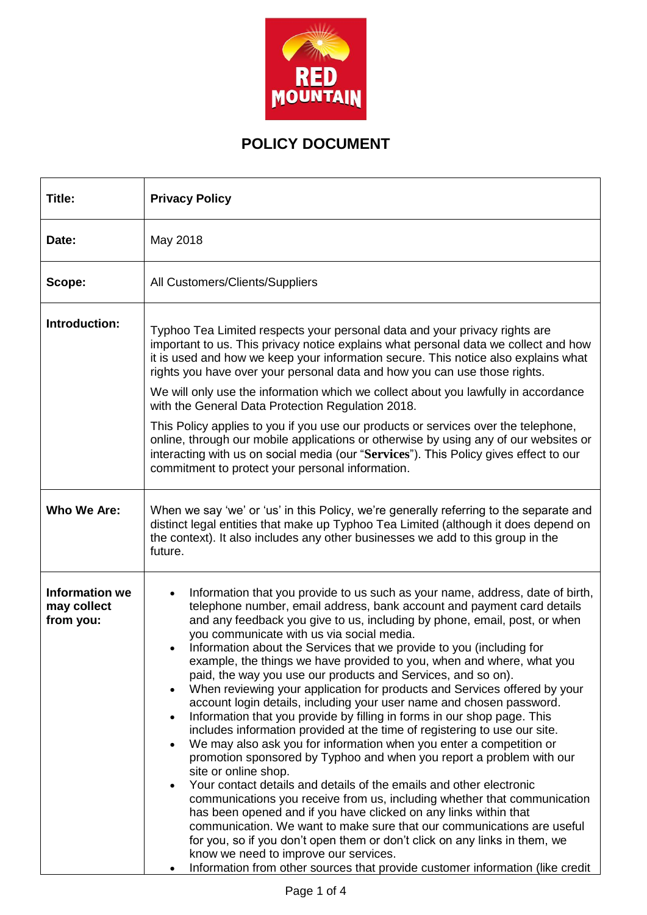RED MOUNTAIN

# POLICY DOCUMENT

| | |
|---|---|
| **Title:** | **Privacy Policy** |
| **Date:** | May 2018 |
| **Scope:** | All Customers/Clients/Suppliers |
| **Introduction:** | Typhoo Tea Limited respects your personal data and your privacy rights are important to us. This privacy notice explains what personal data we collect and how it is used and how we keep your information secure. This notice also explains what rights you have over your personal data and how you can use those rights.<br><br>We will only use the information which we collect about you lawfully in accordance with the General Data Protection Regulation 2018.<br><br>This Policy applies to you if you use our products or services over the telephone, online, through our mobile applications or otherwise by using any of our websites or interacting with us on social media (our "**Services**"). This Policy gives effect to our commitment to protect your personal information. |
| **Who We Are:** | When we say 'we' or 'us' in this Policy, we're generally referring to the separate and distinct legal entities that make up Typhoo Tea Limited (although it does depend on the context). It also includes any other businesses we add to this group in the future. |
| **Information we may collect from you:** | • Information that you provide to us such as your name, address, date of birth, telephone number, email address, bank account and payment card details and any feedback you give to us, including by phone, email, post, or when you communicate with us via social media.<br>• Information about the Services that we provide to you (including for example, the things we have provided to you, when and where, what you paid, the way you use our products and Services, and so on).<br>• When reviewing your application for products and Services offered by your account login details, including your user name and chosen password.<br>• Information that you provide by filling in forms in our shop page. This includes information provided at the time of registering to use our site.<br>• We may also ask you for information when you enter a competition or promotion sponsored by Typhoo and when you report a problem with our site or online shop.<br>• Your contact details and details of the emails and other electronic communications you receive from us, including whether that communication has been opened and if you have clicked on any links within that communication. We want to make sure that our communications are useful for you, so if you don't open them or don't click on any links in them, we know we need to improve our services.<br>• Information from other sources that provide customer information (like credit |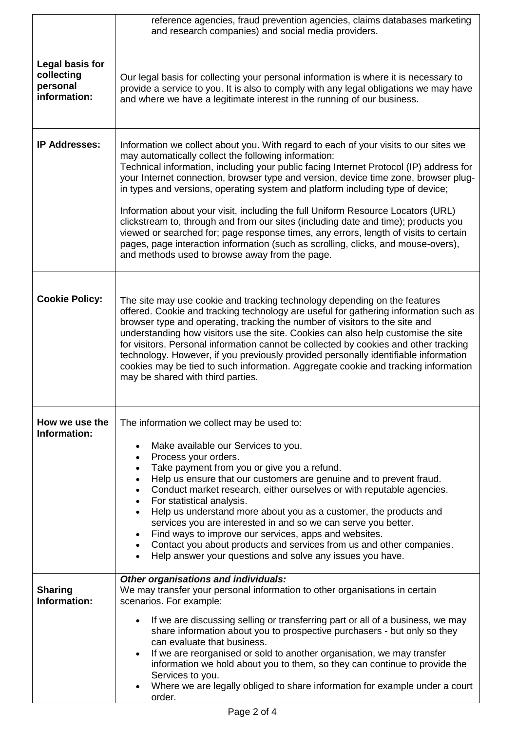| | |
|---|---|
| | reference agencies, fraud prevention agencies, claims databases marketing and research companies) and social media providers. |
| **Legal basis for collecting personal information:** | Our legal basis for collecting your personal information is where it is necessary to provide a service to you. It is also to comply with any legal obligations we may have and where we have a legitimate interest in the running of our business. |
| **IP Addresses:** | Information we collect about you. With regard to each of your visits to our sites we may automatically collect the following information:<br>Technical information, including your public facing Internet Protocol (IP) address for your Internet connection, browser type and version, device time zone, browser plug-in types and versions, operating system and platform including type of device;<br><br>Information about your visit, including the full Uniform Resource Locators (URL) clickstream to, through and from our sites (including date and time); products you viewed or searched for; page response times, any errors, length of visits to certain pages, page interaction information (such as scrolling, clicks, and mouse-overs), and methods used to browse away from the page. |
| **Cookie Policy:** | The site may use cookie and tracking technology depending on the features offered. Cookie and tracking technology are useful for gathering information such as browser type and operating, tracking the number of visitors to the site and understanding how visitors use the site. Cookies can also help customise the site for visitors. Personal information cannot be collected by cookies and other tracking technology. However, if you previously provided personally identifiable information cookies may be tied to such information. Aggregate cookie and tracking information may be shared with third parties. |
| **How we use the Information:** | The information we collect may be used to:<br>• Make available our Services to you.<br>• Process your orders.<br>• Take payment from you or give you a refund.<br>• Help us ensure that our customers are genuine and to prevent fraud.<br>• Conduct market research, either ourselves or with reputable agencies.<br>• For statistical analysis.<br>• Help us understand more about you as a customer, the products and services you are interested in and so we can serve you better.<br>• Find ways to improve our services, apps and websites.<br>• Contact you about products and services from us and other companies.<br>• Help answer your questions and solve any issues you have. |
| **Sharing Information:** | ***Other organisations and individuals:***<br>We may transfer your personal information to other organisations in certain scenarios. For example:<br>• If we are discussing selling or transferring part or all of a business, we may share information about you to prospective purchasers - but only so they can evaluate that business.<br>• If we are reorganised or sold to another organisation, we may transfer information we hold about you to them, so they can continue to provide the Services to you.<br>• Where we are legally obliged to share information for example under a court order. |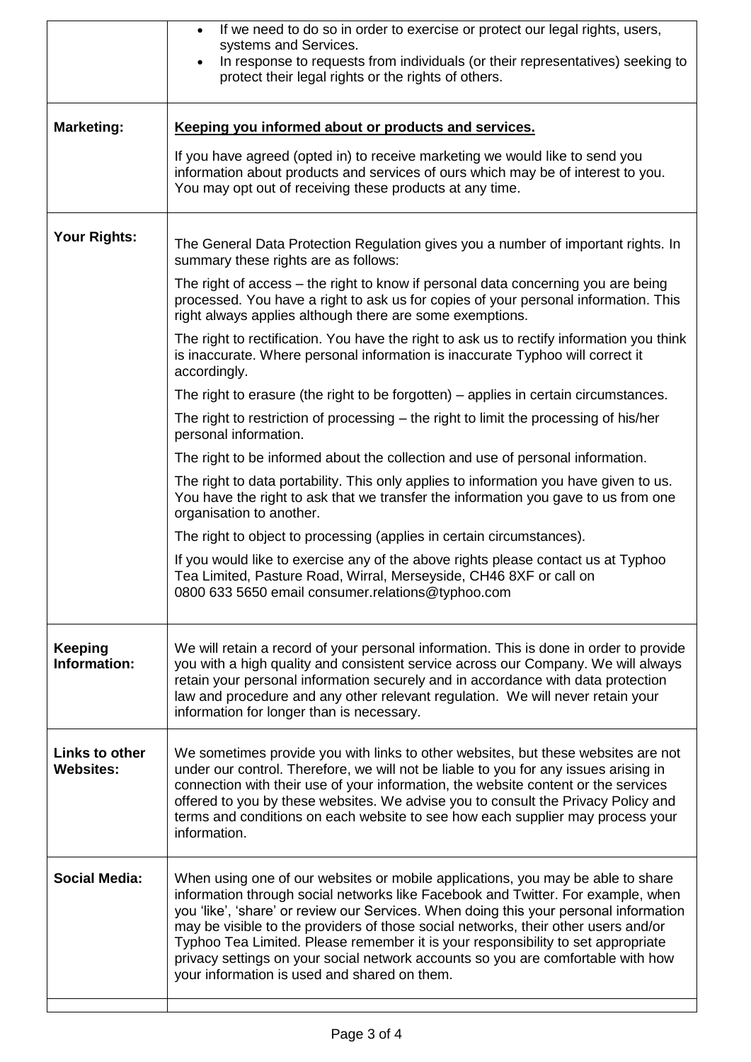| | |
|---|---|
| | • If we need to do so in order to exercise or protect our legal rights, users, systems and Services.<br>• In response to requests from individuals (or their representatives) seeking to protect their legal rights or the rights of others. |
| **Marketing:** | **<u>Keeping you informed about or products and services.</u>**<br><br>If you have agreed (opted in) to receive marketing we would like to send you information about products and services of ours which may be of interest to you. You may opt out of receiving these products at any time. |
| **Your Rights:** | The General Data Protection Regulation gives you a number of important rights. In summary these rights are as follows:<br><br>The right of access – the right to know if personal data concerning you are being processed. You have a right to ask us for copies of your personal information. This right always applies although there are some exemptions.<br><br>The right to rectification. You have the right to ask us to rectify information you think is inaccurate. Where personal information is inaccurate Typhoo will correct it accordingly.<br><br>The right to erasure (the right to be forgotten) – applies in certain circumstances.<br><br>The right to restriction of processing – the right to limit the processing of his/her personal information.<br><br>The right to be informed about the collection and use of personal information.<br><br>The right to data portability. This only applies to information you have given to us. You have the right to ask that we transfer the information you gave to us from one organisation to another.<br><br>The right to object to processing (applies in certain circumstances).<br><br>If you would like to exercise any of the above rights please contact us at Typhoo Tea Limited, Pasture Road, Wirral, Merseyside, CH46 8XF or call on 0800 633 5650 email consumer.relations@typhoo.com |
| **Keeping Information:** | We will retain a record of your personal information. This is done in order to provide you with a high quality and consistent service across our Company. We will always retain your personal information securely and in accordance with data protection law and procedure and any other relevant regulation. We will never retain your information for longer than is necessary. |
| **Links to other Websites:** | We sometimes provide you with links to other websites, but these websites are not under our control. Therefore, we will not be liable to you for any issues arising in connection with their use of your information, the website content or the services offered to you by these websites. We advise you to consult the Privacy Policy and terms and conditions on each website to see how each supplier may process your information. |
| **Social Media:** | When using one of our websites or mobile applications, you may be able to share information through social networks like Facebook and Twitter. For example, when you 'like', 'share' or review our Services. When doing this your personal information may be visible to the providers of those social networks, their other users and/or Typhoo Tea Limited. Please remember it is your responsibility to set appropriate privacy settings on your social network accounts so you are comfortable with how your information is used and shared on them. |
| | |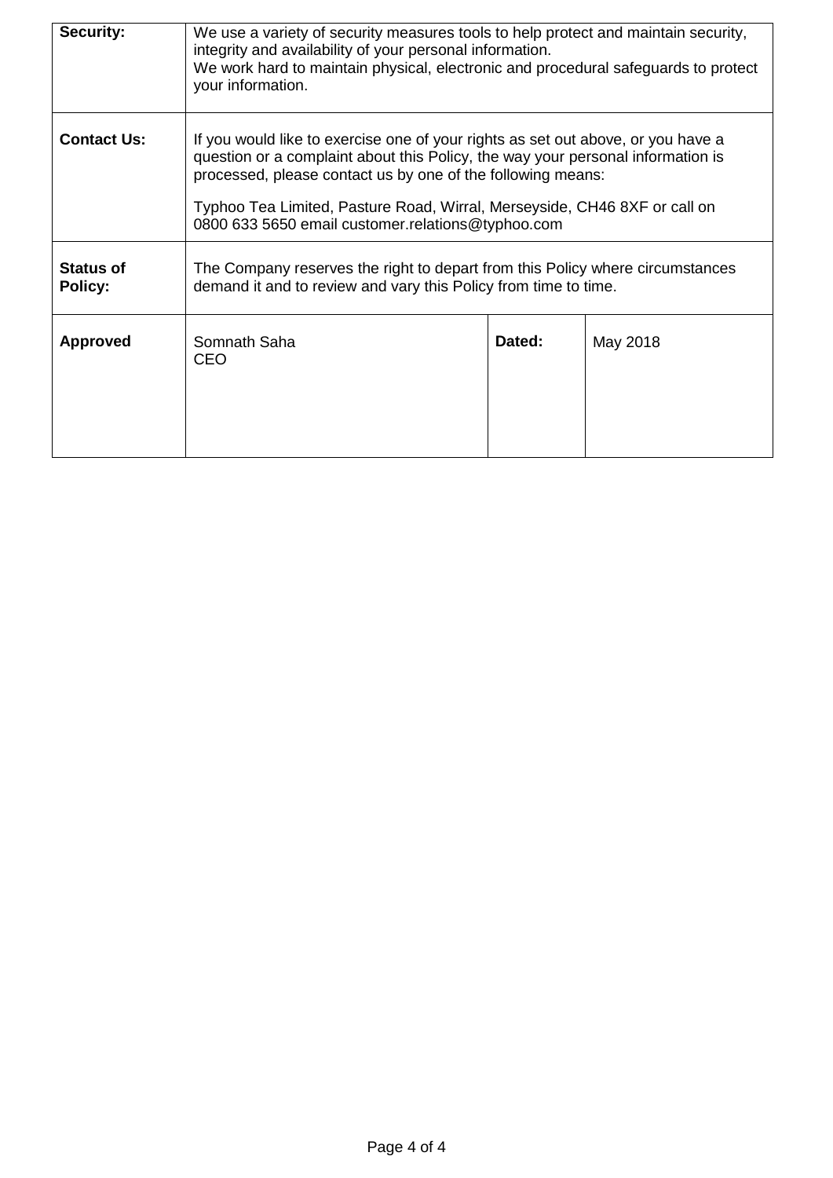| | | | |
|---|---|---|---|
| **Security:** | We use a variety of security measures tools to help protect and maintain security, integrity and availability of your personal information.<br>We work hard to maintain physical, electronic and procedural safeguards to protect your information. | | |
| **Contact Us:** | If you would like to exercise one of your rights as set out above, or you have a question or a complaint about this Policy, the way your personal information is processed, please contact us by one of the following means:<br><br>Typhoo Tea Limited, Pasture Road, Wirral, Merseyside, CH46 8XF or call on 0800 633 5650 email customer.relations@typhoo.com | | |
| **Status of Policy:** | The Company reserves the right to depart from this Policy where circumstances demand it and to review and vary this Policy from time to time. | | |
| **Approved** | Somnath Saha<br>CEO | **Dated:** | May 2018 |